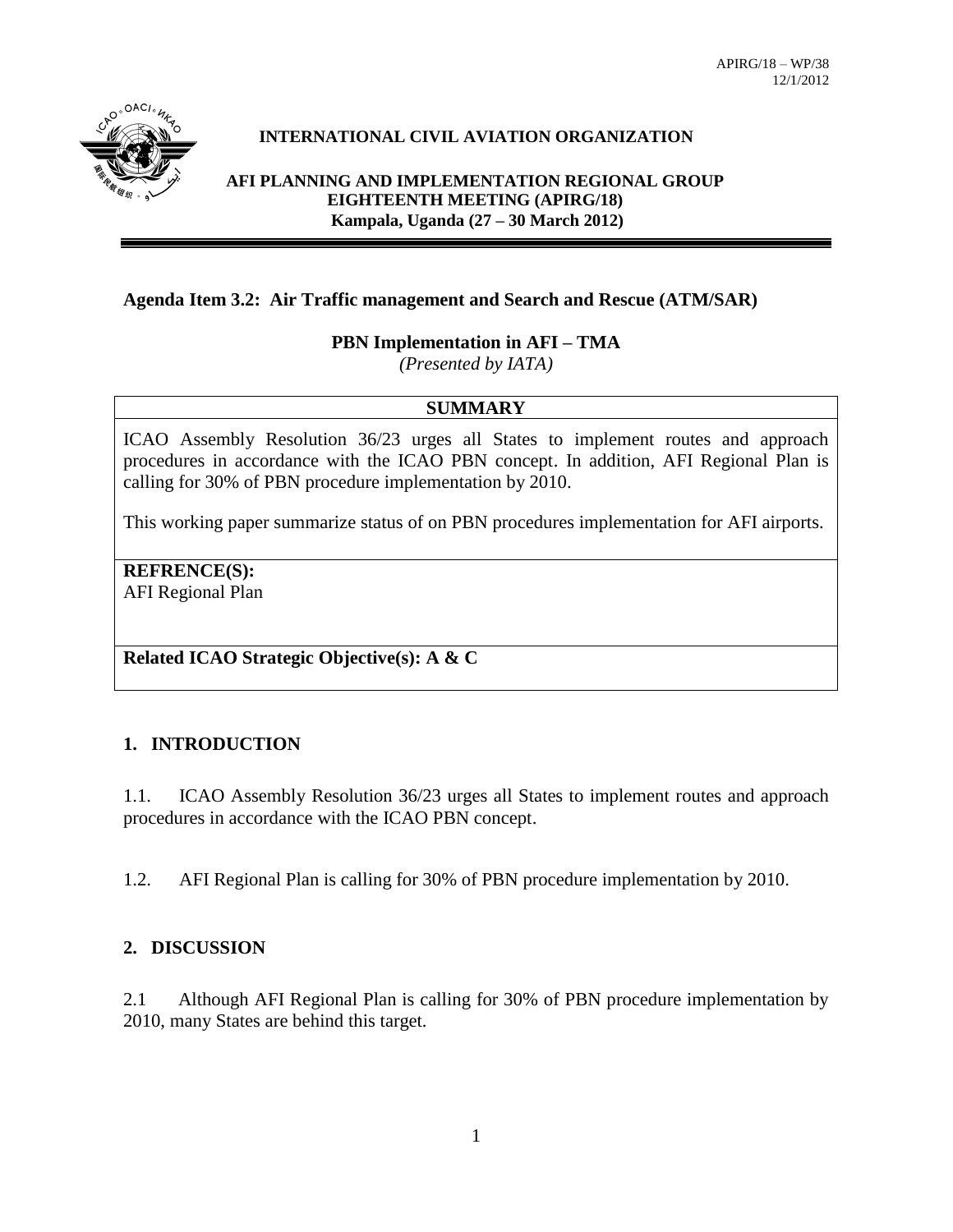APIRG/18 – WP/38
12/1/2012

**INTERNATIONAL CIVIL AVIATION ORGANIZATION**

**AFI PLANNING AND IMPLEMENTATION REGIONAL GROUP**
**EIGHTEENTH MEETING (APIRG/18)**
**Kampala, Uganda (27 – 30 March 2012)**

---

**Agenda Item 3.2: Air Traffic management and Search and Rescue (ATM/SAR)**

**PBN Implementation in AFI – TMA**
*(Presented by IATA)*

| **SUMMARY** |
|---|
| ICAO Assembly Resolution 36/23 urges all States to implement routes and approach procedures in accordance with the ICAO PBN concept. In addition, AFI Regional Plan is calling for 30% of PBN procedure implementation by 2010.<br><br>This working paper summarize status of on PBN procedures implementation for AFI airports. |
| **REFRENCE(S):**<br>AFI Regional Plan |
| **Related ICAO Strategic Objective(s): A & C** |

## 1. INTRODUCTION

1.1. ICAO Assembly Resolution 36/23 urges all States to implement routes and approach procedures in accordance with the ICAO PBN concept.

1.2. AFI Regional Plan is calling for 30% of PBN procedure implementation by 2010.

## 2. DISCUSSION

2.1 Although AFI Regional Plan is calling for 30% of PBN procedure implementation by 2010, many States are behind this target.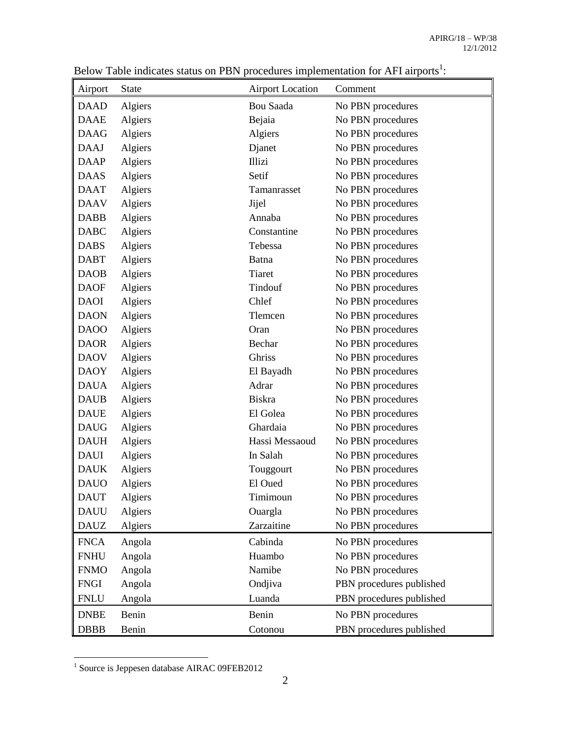Below Table indicates status on PBN procedures implementation for AFI airports[1]:

| Airport | State | Airport Location | Comment |
|---|---|---|---|
| DAAD | Algiers | Bou Saada | No PBN procedures |
| DAAE | Algiers | Bejaia | No PBN procedures |
| DAAG | Algiers | Algiers | No PBN procedures |
| DAAJ | Algiers | Djanet | No PBN procedures |
| DAAP | Algiers | Illizi | No PBN procedures |
| DAAS | Algiers | Setif | No PBN procedures |
| DAAT | Algiers | Tamanrasset | No PBN procedures |
| DAAV | Algiers | Jijel | No PBN procedures |
| DABB | Algiers | Annaba | No PBN procedures |
| DABC | Algiers | Constantine | No PBN procedures |
| DABS | Algiers | Tebessa | No PBN procedures |
| DABT | Algiers | Batna | No PBN procedures |
| DAOB | Algiers | Tiaret | No PBN procedures |
| DAOF | Algiers | Tindouf | No PBN procedures |
| DAOI | Algiers | Chlef | No PBN procedures |
| DAON | Algiers | Tlemcen | No PBN procedures |
| DAOO | Algiers | Oran | No PBN procedures |
| DAOR | Algiers | Bechar | No PBN procedures |
| DAOV | Algiers | Ghriss | No PBN procedures |
| DAOY | Algiers | El Bayadh | No PBN procedures |
| DAUA | Algiers | Adrar | No PBN procedures |
| DAUB | Algiers | Biskra | No PBN procedures |
| DAUE | Algiers | El Golea | No PBN procedures |
| DAUG | Algiers | Ghardaia | No PBN procedures |
| DAUH | Algiers | Hassi Messaoud | No PBN procedures |
| DAUI | Algiers | In Salah | No PBN procedures |
| DAUK | Algiers | Touggourt | No PBN procedures |
| DAUO | Algiers | El Oued | No PBN procedures |
| DAUT | Algiers | Timimoun | No PBN procedures |
| DAUU | Algiers | Ouargla | No PBN procedures |
| DAUZ | Algiers | Zarzaitine | No PBN procedures |
| FNCA | Angola | Cabinda | No PBN procedures |
| FNHU | Angola | Huambo | No PBN procedures |
| FNMO | Angola | Namibe | No PBN procedures |
| FNGI | Angola | Ondjiva | PBN procedures published |
| FNLU | Angola | Luanda | PBN procedures published |
| DNBE | Benin | Benin | No PBN procedures |
| DBBB | Benin | Cotonou | PBN procedures published |

[1] Source is Jeppesen database AIRAC 09FEB2012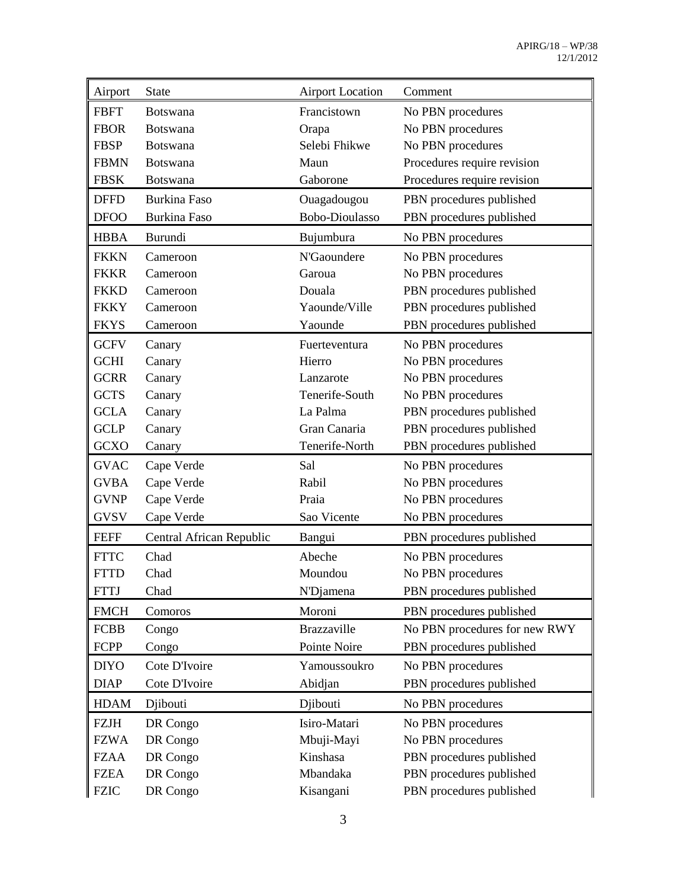| Airport | State | Airport Location | Comment |
|---|---|---|---|
| FBFT | Botswana | Francistown | No PBN procedures |
| FBOR | Botswana | Orapa | No PBN procedures |
| FBSP | Botswana | Selebi Fhikwe | No PBN procedures |
| FBMN | Botswana | Maun | Procedures require revision |
| FBSK | Botswana | Gaborone | Procedures require revision |
| DFFD | Burkina Faso | Ouagadougou | PBN procedures published |
| DFOO | Burkina Faso | Bobo-Dioulasso | PBN procedures published |
| HBBA | Burundi | Bujumbura | No PBN procedures |
| FKKN | Cameroon | N'Gaoundere | No PBN procedures |
| FKKR | Cameroon | Garoua | No PBN procedures |
| FKKD | Cameroon | Douala | PBN procedures published |
| FKKY | Cameroon | Yaounde/Ville | PBN procedures published |
| FKYS | Cameroon | Yaounde | PBN procedures published |
| GCFV | Canary | Fuerteventura | No PBN procedures |
| GCHI | Canary | Hierro | No PBN procedures |
| GCRR | Canary | Lanzarote | No PBN procedures |
| GCTS | Canary | Tenerife-South | No PBN procedures |
| GCLA | Canary | La Palma | PBN procedures published |
| GCLP | Canary | Gran Canaria | PBN procedures published |
| GCXO | Canary | Tenerife-North | PBN procedures published |
| GVAC | Cape Verde | Sal | No PBN procedures |
| GVBA | Cape Verde | Rabil | No PBN procedures |
| GVNP | Cape Verde | Praia | No PBN procedures |
| GVSV | Cape Verde | Sao Vicente | No PBN procedures |
| FEFF | Central African Republic | Bangui | PBN procedures published |
| FTTC | Chad | Abeche | No PBN procedures |
| FTTD | Chad | Moundou | No PBN procedures |
| FTTJ | Chad | N'Djamena | PBN procedures published |
| FMCH | Comoros | Moroni | PBN procedures published |
| FCBB | Congo | Brazzaville | No PBN procedures for new RWY |
| FCPP | Congo | Pointe Noire | PBN procedures published |
| DIYO | Cote D'Ivoire | Yamoussoukro | No PBN procedures |
| DIAP | Cote D'Ivoire | Abidjan | PBN procedures published |
| HDAM | Djibouti | Djibouti | No PBN procedures |
| FZJH | DR Congo | Isiro-Matari | No PBN procedures |
| FZWA | DR Congo | Mbuji-Mayi | No PBN procedures |
| FZAA | DR Congo | Kinshasa | PBN procedures published |
| FZEA | DR Congo | Mbandaka | PBN procedures published |
| FZIC | DR Congo | Kisangani | PBN procedures published |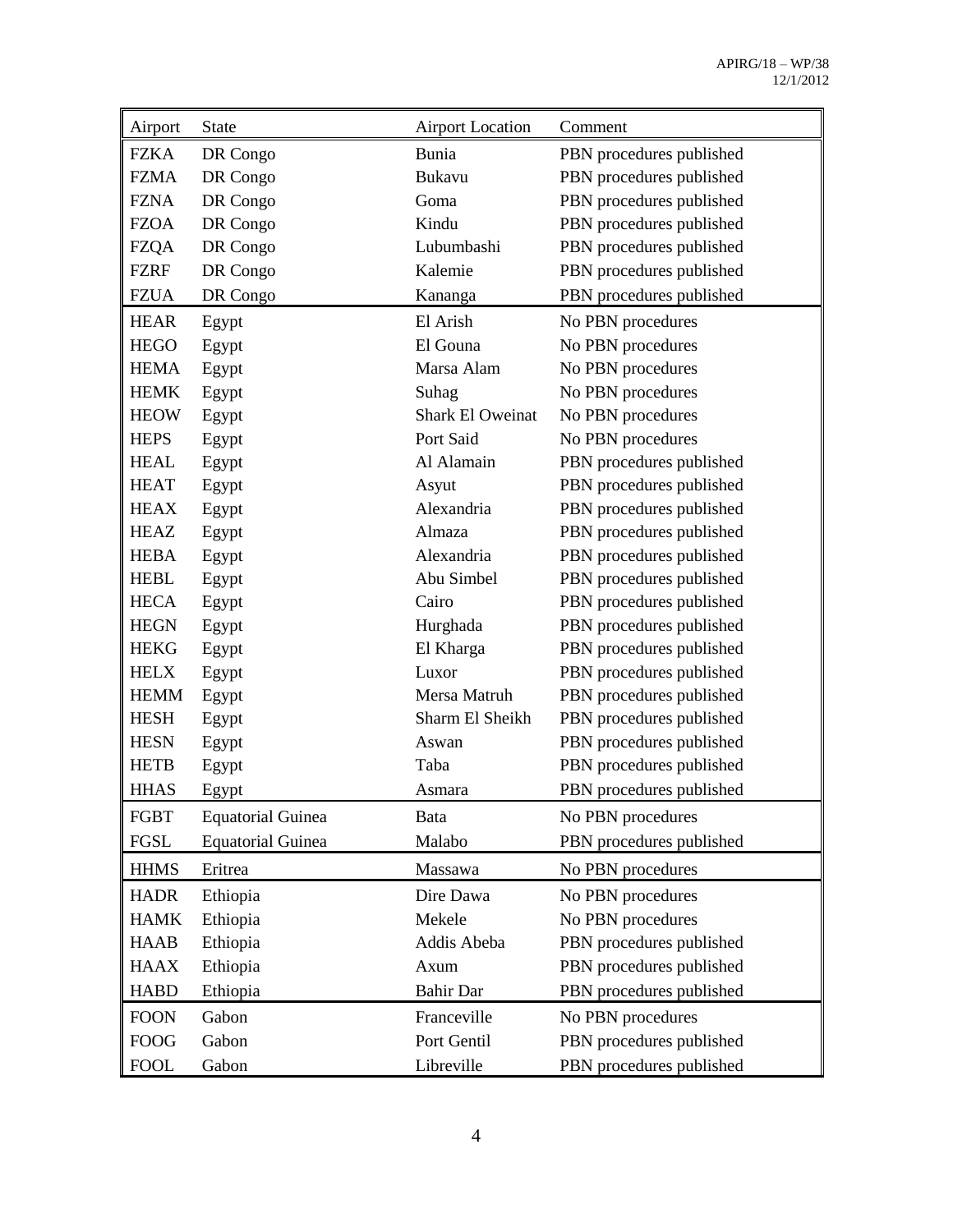| Airport | State | Airport Location | Comment |
|---|---|---|---|
| FZKA | DR Congo | Bunia | PBN procedures published |
| FZMA | DR Congo | Bukavu | PBN procedures published |
| FZNA | DR Congo | Goma | PBN procedures published |
| FZOA | DR Congo | Kindu | PBN procedures published |
| FZQA | DR Congo | Lubumbashi | PBN procedures published |
| FZRF | DR Congo | Kalemie | PBN procedures published |
| FZUA | DR Congo | Kananga | PBN procedures published |
| HEAR | Egypt | El Arish | No PBN procedures |
| HEGO | Egypt | El Gouna | No PBN procedures |
| HEMA | Egypt | Marsa Alam | No PBN procedures |
| HEMK | Egypt | Suhag | No PBN procedures |
| HEOW | Egypt | Shark El Oweinat | No PBN procedures |
| HEPS | Egypt | Port Said | No PBN procedures |
| HEAL | Egypt | Al Alamain | PBN procedures published |
| HEAT | Egypt | Asyut | PBN procedures published |
| HEAX | Egypt | Alexandria | PBN procedures published |
| HEAZ | Egypt | Almaza | PBN procedures published |
| HEBA | Egypt | Alexandria | PBN procedures published |
| HEBL | Egypt | Abu Simbel | PBN procedures published |
| HECA | Egypt | Cairo | PBN procedures published |
| HEGN | Egypt | Hurghada | PBN procedures published |
| HEKG | Egypt | El Kharga | PBN procedures published |
| HELX | Egypt | Luxor | PBN procedures published |
| HEMM | Egypt | Mersa Matruh | PBN procedures published |
| HESH | Egypt | Sharm El Sheikh | PBN procedures published |
| HESN | Egypt | Aswan | PBN procedures published |
| HETB | Egypt | Taba | PBN procedures published |
| HHAS | Egypt | Asmara | PBN procedures published |
| FGBT | Equatorial Guinea | Bata | No PBN procedures |
| FGSL | Equatorial Guinea | Malabo | PBN procedures published |
| HHMS | Eritrea | Massawa | No PBN procedures |
| HADR | Ethiopia | Dire Dawa | No PBN procedures |
| HAMK | Ethiopia | Mekele | No PBN procedures |
| HAAB | Ethiopia | Addis Abeba | PBN procedures published |
| HAAX | Ethiopia | Axum | PBN procedures published |
| HABD | Ethiopia | Bahir Dar | PBN procedures published |
| FOON | Gabon | Franceville | No PBN procedures |
| FOOG | Gabon | Port Gentil | PBN procedures published |
| FOOL | Gabon | Libreville | PBN procedures published |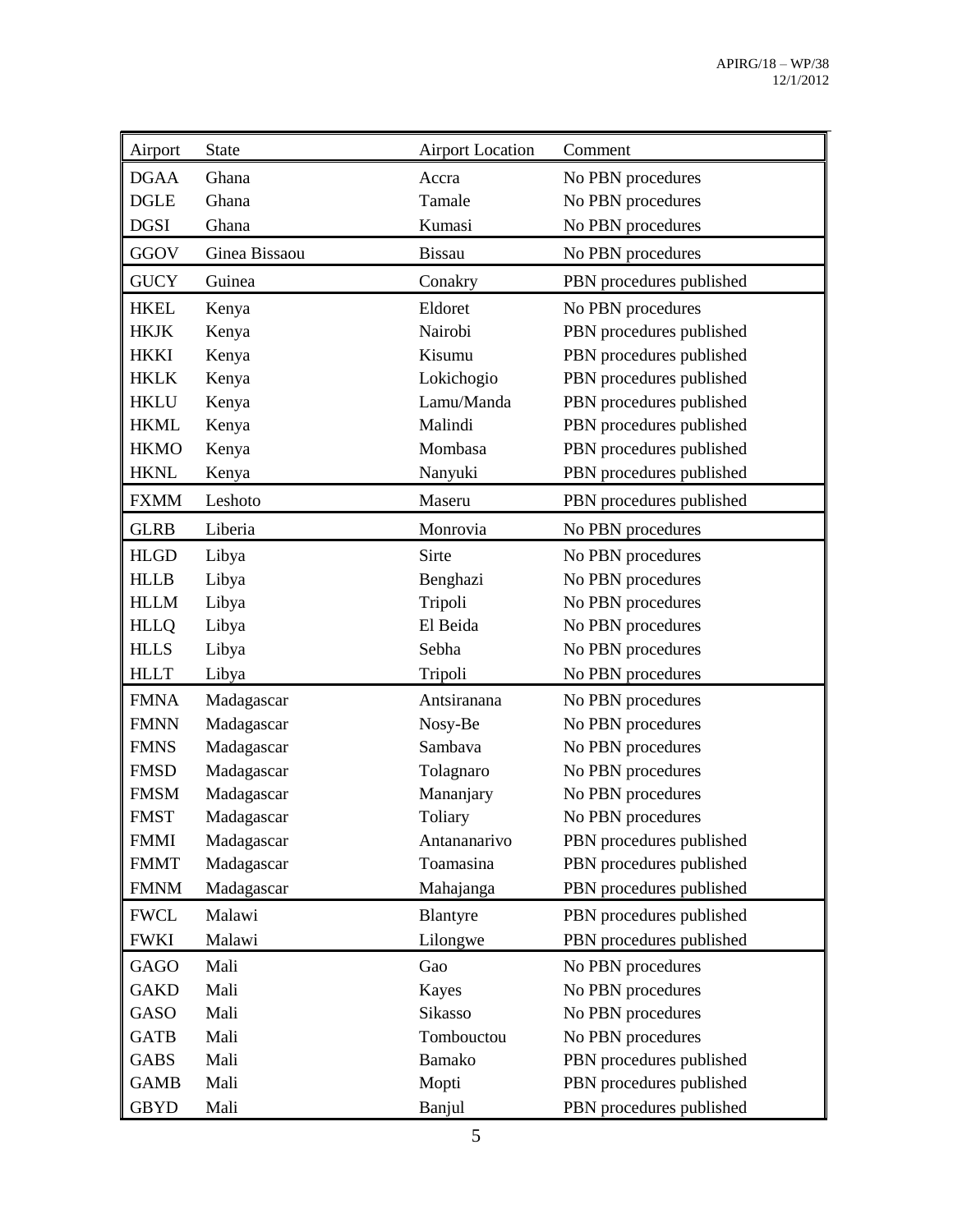| Airport | State | Airport Location | Comment |
|---|---|---|---|
| DGAA | Ghana | Accra | No PBN procedures |
| DGLE | Ghana | Tamale | No PBN procedures |
| DGSI | Ghana | Kumasi | No PBN procedures |
| GGOV | Ginea Bissaou | Bissau | No PBN procedures |
| GUCY | Guinea | Conakry | PBN procedures published |
| HKEL | Kenya | Eldoret | No PBN procedures |
| HKJK | Kenya | Nairobi | PBN procedures published |
| HKKI | Kenya | Kisumu | PBN procedures published |
| HKLK | Kenya | Lokichogio | PBN procedures published |
| HKLU | Kenya | Lamu/Manda | PBN procedures published |
| HKML | Kenya | Malindi | PBN procedures published |
| HKMO | Kenya | Mombasa | PBN procedures published |
| HKNL | Kenya | Nanyuki | PBN procedures published |
| FXMM | Leshoto | Maseru | PBN procedures published |
| GLRB | Liberia | Monrovia | No PBN procedures |
| HLGD | Libya | Sirte | No PBN procedures |
| HLLB | Libya | Benghazi | No PBN procedures |
| HLLM | Libya | Tripoli | No PBN procedures |
| HLLQ | Libya | El Beida | No PBN procedures |
| HLLS | Libya | Sebha | No PBN procedures |
| HLLT | Libya | Tripoli | No PBN procedures |
| FMNA | Madagascar | Antsiranana | No PBN procedures |
| FMNN | Madagascar | Nosy-Be | No PBN procedures |
| FMNS | Madagascar | Sambava | No PBN procedures |
| FMSD | Madagascar | Tolagnaro | No PBN procedures |
| FMSM | Madagascar | Mananjary | No PBN procedures |
| FMST | Madagascar | Toliary | No PBN procedures |
| FMMI | Madagascar | Antananarivo | PBN procedures published |
| FMMT | Madagascar | Toamasina | PBN procedures published |
| FMNM | Madagascar | Mahajanga | PBN procedures published |
| FWCL | Malawi | Blantyre | PBN procedures published |
| FWKI | Malawi | Lilongwe | PBN procedures published |
| GAGO | Mali | Gao | No PBN procedures |
| GAKD | Mali | Kayes | No PBN procedures |
| GASO | Mali | Sikasso | No PBN procedures |
| GATB | Mali | Tombouctou | No PBN procedures |
| GABS | Mali | Bamako | PBN procedures published |
| GAMB | Mali | Mopti | PBN procedures published |
| GBYD | Mali | Banjul | PBN procedures published |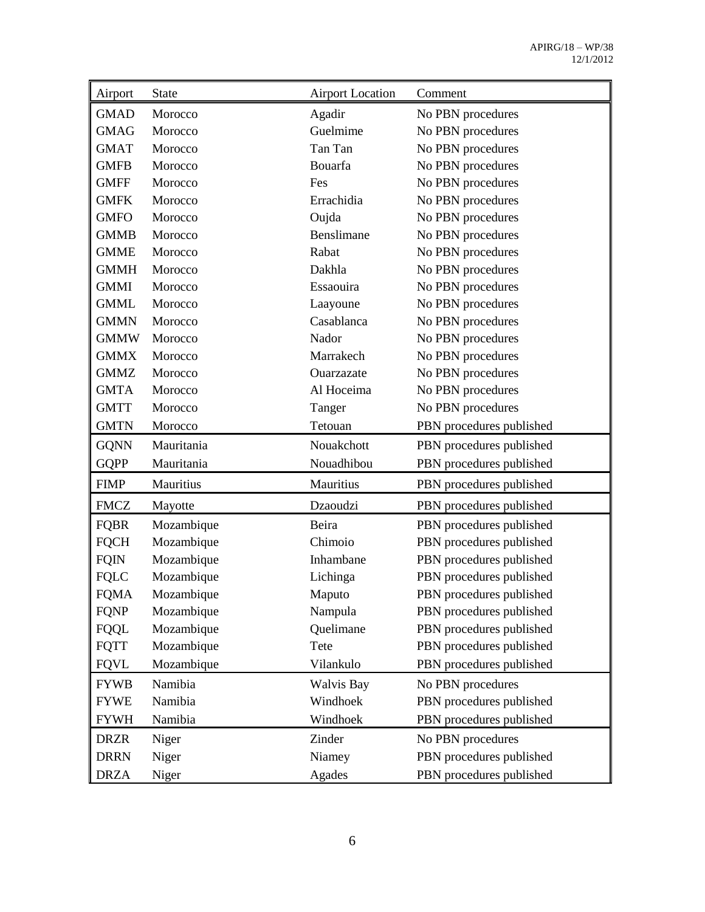| Airport | State | Airport Location | Comment |
|---|---|---|---|
| GMAD | Morocco | Agadir | No PBN procedures |
| GMAG | Morocco | Guelmime | No PBN procedures |
| GMAT | Morocco | Tan Tan | No PBN procedures |
| GMFB | Morocco | Bouarfa | No PBN procedures |
| GMFF | Morocco | Fes | No PBN procedures |
| GMFK | Morocco | Errachidia | No PBN procedures |
| GMFO | Morocco | Oujda | No PBN procedures |
| GMMB | Morocco | Benslimane | No PBN procedures |
| GMME | Morocco | Rabat | No PBN procedures |
| GMMH | Morocco | Dakhla | No PBN procedures |
| GMMI | Morocco | Essaouira | No PBN procedures |
| GMML | Morocco | Laayoune | No PBN procedures |
| GMMN | Morocco | Casablanca | No PBN procedures |
| GMMW | Morocco | Nador | No PBN procedures |
| GMMX | Morocco | Marrakech | No PBN procedures |
| GMMZ | Morocco | Ouarzazate | No PBN procedures |
| GMTA | Morocco | Al Hoceima | No PBN procedures |
| GMTT | Morocco | Tanger | No PBN procedures |
| GMTN | Morocco | Tetouan | PBN procedures published |
| GQNN | Mauritania | Nouakchott | PBN procedures published |
| GQPP | Mauritania | Nouadhibou | PBN procedures published |
| FIMP | Mauritius | Mauritius | PBN procedures published |
| FMCZ | Mayotte | Dzaoudzi | PBN procedures published |
| FQBR | Mozambique | Beira | PBN procedures published |
| FQCH | Mozambique | Chimoio | PBN procedures published |
| FQIN | Mozambique | Inhambane | PBN procedures published |
| FQLC | Mozambique | Lichinga | PBN procedures published |
| FQMA | Mozambique | Maputo | PBN procedures published |
| FQNP | Mozambique | Nampula | PBN procedures published |
| FQQL | Mozambique | Quelimane | PBN procedures published |
| FQTT | Mozambique | Tete | PBN procedures published |
| FQVL | Mozambique | Vilankulo | PBN procedures published |
| FYWB | Namibia | Walvis Bay | No PBN procedures |
| FYWE | Namibia | Windhoek | PBN procedures published |
| FYWH | Namibia | Windhoek | PBN procedures published |
| DRZR | Niger | Zinder | No PBN procedures |
| DRRN | Niger | Niamey | PBN procedures published |
| DRZA | Niger | Agades | PBN procedures published |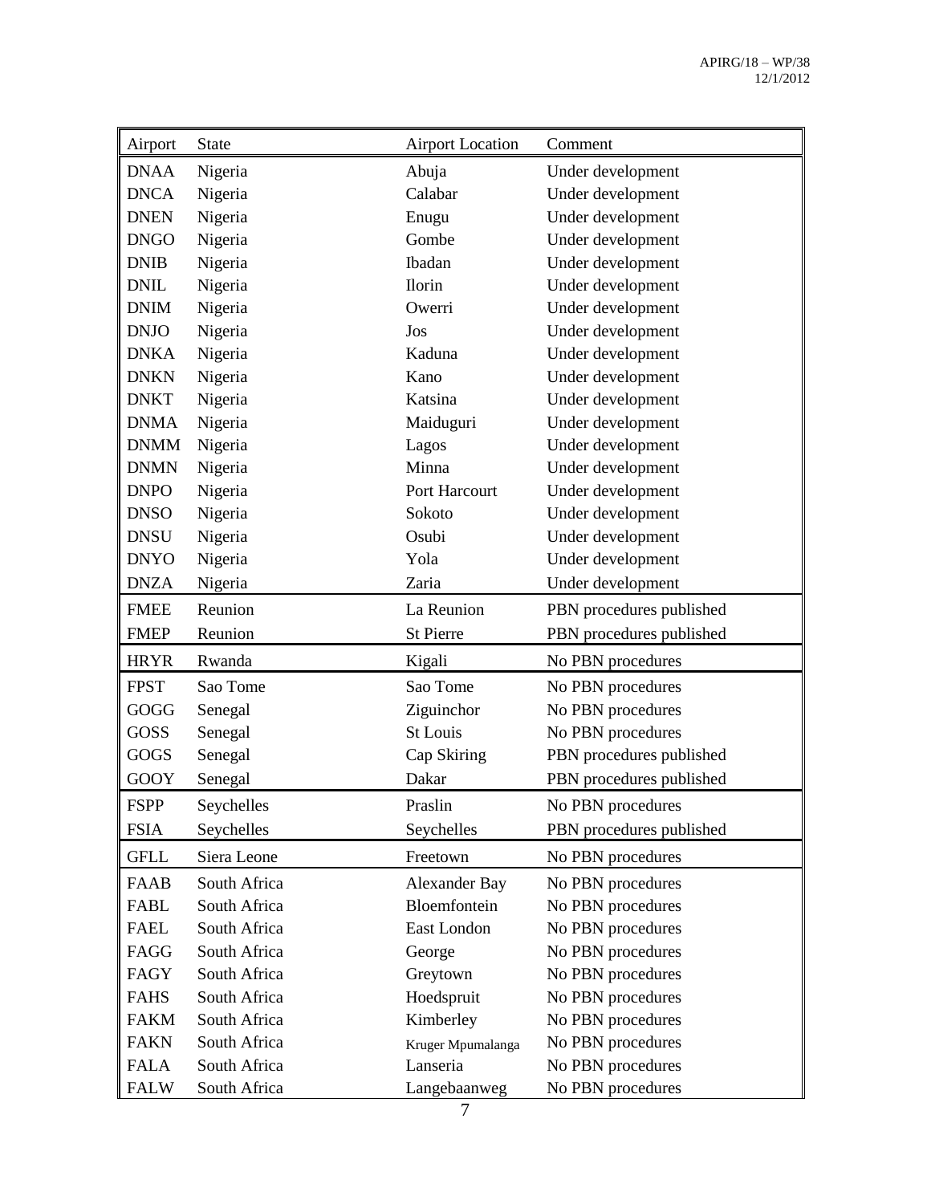| Airport | State | Airport Location | Comment |
| --- | --- | --- | --- |
| DNAA | Nigeria | Abuja | Under development |
| DNCA | Nigeria | Calabar | Under development |
| DNEN | Nigeria | Enugu | Under development |
| DNGO | Nigeria | Gombe | Under development |
| DNIB | Nigeria | Ibadan | Under development |
| DNIL | Nigeria | Ilorin | Under development |
| DNIM | Nigeria | Owerri | Under development |
| DNJO | Nigeria | Jos | Under development |
| DNKA | Nigeria | Kaduna | Under development |
| DNKN | Nigeria | Kano | Under development |
| DNKT | Nigeria | Katsina | Under development |
| DNMA | Nigeria | Maiduguri | Under development |
| DNMM | Nigeria | Lagos | Under development |
| DNMN | Nigeria | Minna | Under development |
| DNPO | Nigeria | Port Harcourt | Under development |
| DNSO | Nigeria | Sokoto | Under development |
| DNSU | Nigeria | Osubi | Under development |
| DNYO | Nigeria | Yola | Under development |
| DNZA | Nigeria | Zaria | Under development |
| FMEE | Reunion | La Reunion | PBN procedures published |
| FMEP | Reunion | St Pierre | PBN procedures published |
| HRYR | Rwanda | Kigali | No PBN procedures |
| FPST | Sao Tome | Sao Tome | No PBN procedures |
| GOGG | Senegal | Ziguinchor | No PBN procedures |
| GOSS | Senegal | St Louis | No PBN procedures |
| GOGS | Senegal | Cap Skiring | PBN procedures published |
| GOOY | Senegal | Dakar | PBN procedures published |
| FSPP | Seychelles | Praslin | No PBN procedures |
| FSIA | Seychelles | Seychelles | PBN procedures published |
| GFLL | Siera Leone | Freetown | No PBN procedures |
| FAAB | South Africa | Alexander Bay | No PBN procedures |
| FABL | South Africa | Bloemfontein | No PBN procedures |
| FAEL | South Africa | East London | No PBN procedures |
| FAGG | South Africa | George | No PBN procedures |
| FAGY | South Africa | Greytown | No PBN procedures |
| FAHS | South Africa | Hoedspruit | No PBN procedures |
| FAKM | South Africa | Kimberley | No PBN procedures |
| FAKN | South Africa | Kruger Mpumalanga | No PBN procedures |
| FALA | South Africa | Lanseria | No PBN procedures |
| FALW | South Africa | Langebaanweg | No PBN procedures |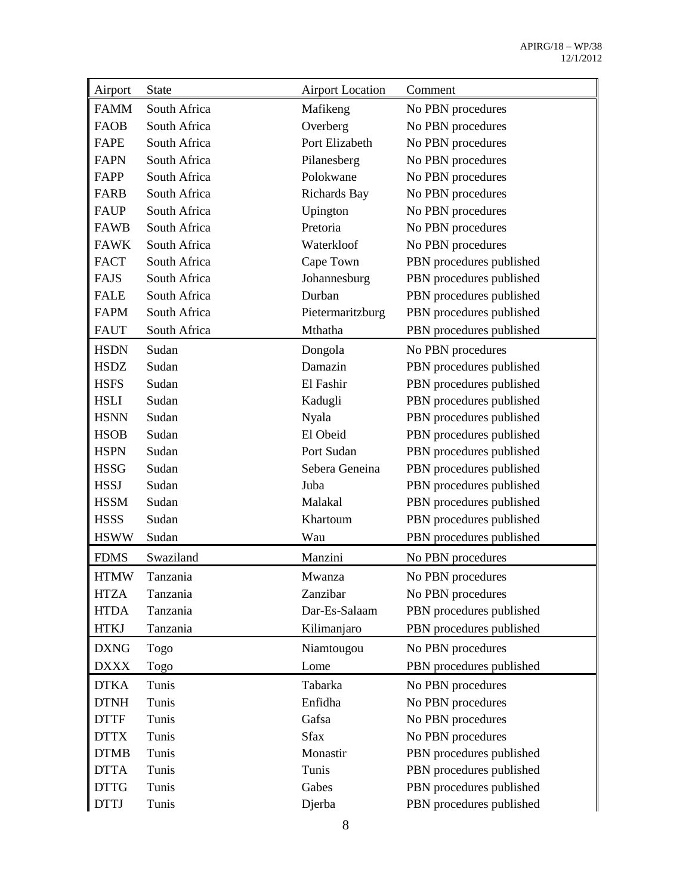| Airport | State | Airport Location | Comment |
|---|---|---|---|
| FAMM | South Africa | Mafikeng | No PBN procedures |
| FAOB | South Africa | Overberg | No PBN procedures |
| FAPE | South Africa | Port Elizabeth | No PBN procedures |
| FAPN | South Africa | Pilanesberg | No PBN procedures |
| FAPP | South Africa | Polokwane | No PBN procedures |
| FARB | South Africa | Richards Bay | No PBN procedures |
| FAUP | South Africa | Upington | No PBN procedures |
| FAWB | South Africa | Pretoria | No PBN procedures |
| FAWK | South Africa | Waterkloof | No PBN procedures |
| FACT | South Africa | Cape Town | PBN procedures published |
| FAJS | South Africa | Johannesburg | PBN procedures published |
| FALE | South Africa | Durban | PBN procedures published |
| FAPM | South Africa | Pietermaritzburg | PBN procedures published |
| FAUT | South Africa | Mthatha | PBN procedures published |
| HSDN | Sudan | Dongola | No PBN procedures |
| HSDZ | Sudan | Damazin | PBN procedures published |
| HSFS | Sudan | El Fashir | PBN procedures published |
| HSLI | Sudan | Kadugli | PBN procedures published |
| HSNN | Sudan | Nyala | PBN procedures published |
| HSOB | Sudan | El Obeid | PBN procedures published |
| HSPN | Sudan | Port Sudan | PBN procedures published |
| HSSG | Sudan | Sebera Geneina | PBN procedures published |
| HSSJ | Sudan | Juba | PBN procedures published |
| HSSM | Sudan | Malakal | PBN procedures published |
| HSSS | Sudan | Khartoum | PBN procedures published |
| HSWW | Sudan | Wau | PBN procedures published |
| FDMS | Swaziland | Manzini | No PBN procedures |
| HTMW | Tanzania | Mwanza | No PBN procedures |
| HTZA | Tanzania | Zanzibar | No PBN procedures |
| HTDA | Tanzania | Dar-Es-Salaam | PBN procedures published |
| HTKJ | Tanzania | Kilimanjaro | PBN procedures published |
| DXNG | Togo | Niamtougou | No PBN procedures |
| DXXX | Togo | Lome | PBN procedures published |
| DTKA | Tunis | Tabarka | No PBN procedures |
| DTNH | Tunis | Enfidha | No PBN procedures |
| DTTF | Tunis | Gafsa | No PBN procedures |
| DTTX | Tunis | Sfax | No PBN procedures |
| DTMB | Tunis | Monastir | PBN procedures published |
| DTTA | Tunis | Tunis | PBN procedures published |
| DTTG | Tunis | Gabes | PBN procedures published |
| DTTJ | Tunis | Djerba | PBN procedures published |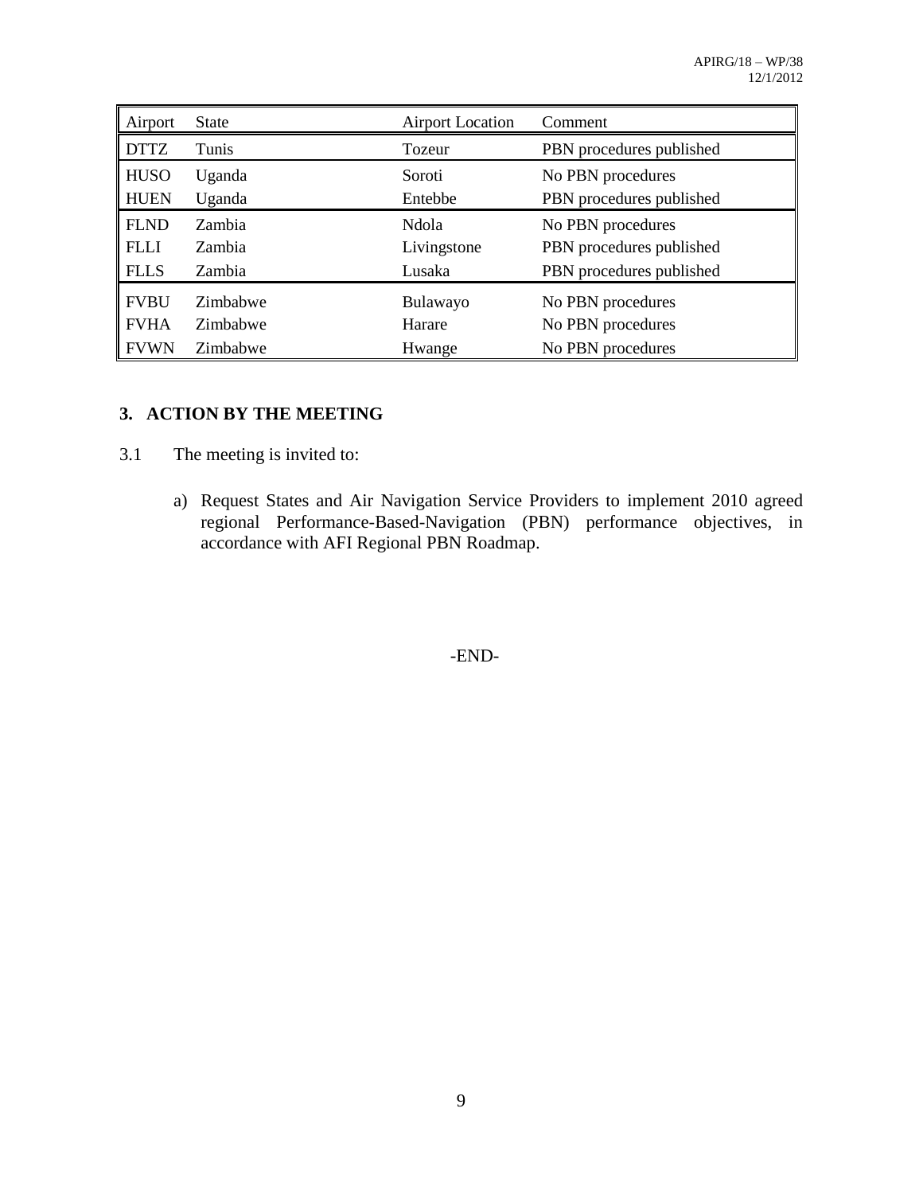| Airport | State | Airport Location | Comment |
|---|---|---|---|
| DTTZ | Tunis | Tozeur | PBN procedures published |
| HUSO | Uganda | Soroti | No PBN procedures |
| HUEN | Uganda | Entebbe | PBN procedures published |
| FLND | Zambia | Ndola | No PBN procedures |
| FLLI | Zambia | Livingstone | PBN procedures published |
| FLLS | Zambia | Lusaka | PBN procedures published |
| FVBU | Zimbabwe | Bulawayo | No PBN procedures |
| FVHA | Zimbabwe | Harare | No PBN procedures |
| FVWN | Zimbabwe | Hwange | No PBN procedures |

## 3. ACTION BY THE MEETING

3.1 The meeting is invited to:

a) Request States and Air Navigation Service Providers to implement 2010 agreed regional Performance-Based-Navigation (PBN) performance objectives, in accordance with AFI Regional PBN Roadmap.

-END-